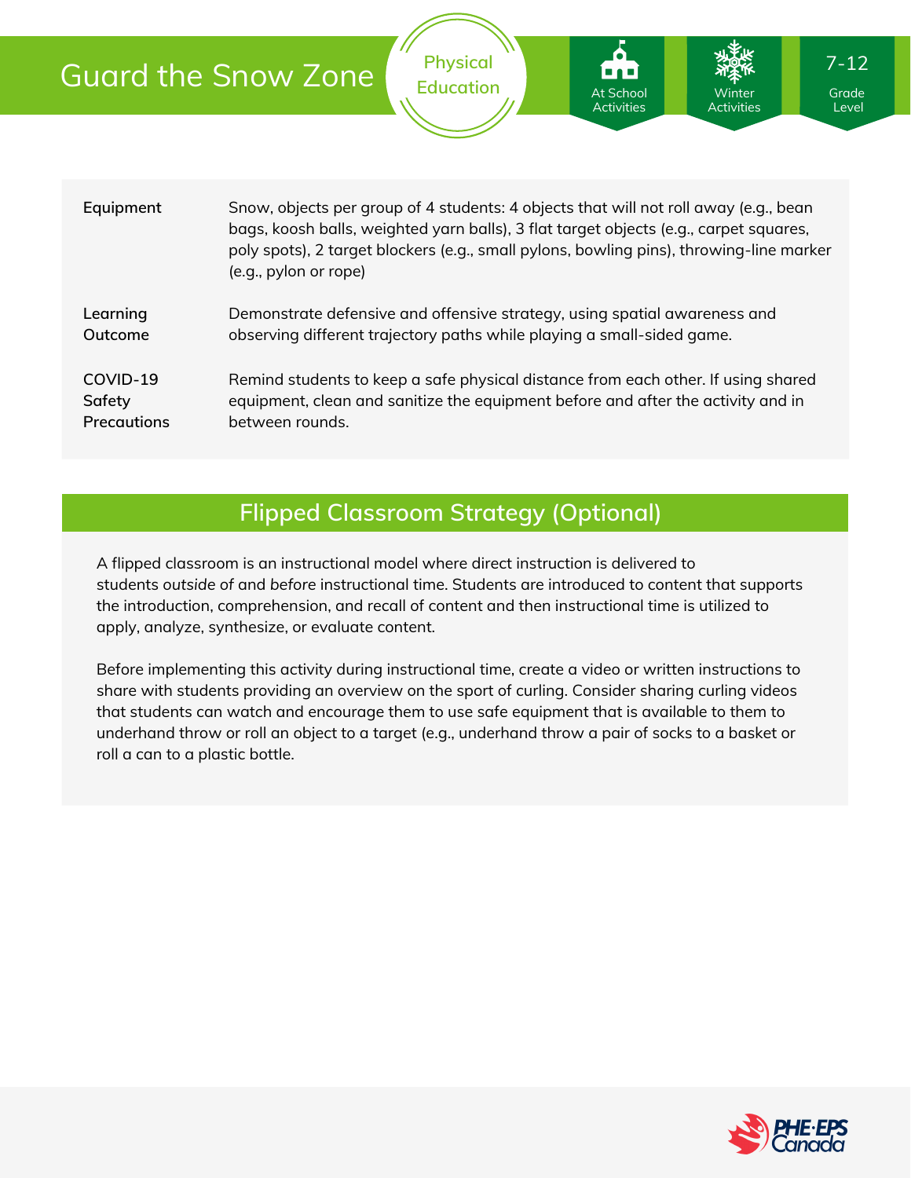# Guard the Snow Zone

Physical Education

At School Activities | Winter Activities | 7-12 Grade Level

| | |
|---|---|
| **Equipment** | Snow, objects per group of 4 students: 4 objects that will not roll away (e.g., bean bags, koosh balls, weighted yarn balls), 3 flat target objects (e.g., carpet squares, poly spots), 2 target blockers (e.g., small pylons, bowling pins), throwing-line marker (e.g., pylon or rope) |
| **Learning Outcome** | Demonstrate defensive and offensive strategy, using spatial awareness and observing different trajectory paths while playing a small-sided game. |
| **COVID-19 Safety Precautions** | Remind students to keep a safe physical distance from each other. If using shared equipment, clean and sanitize the equipment before and after the activity and in between rounds. |

## Flipped Classroom Strategy (Optional)

A flipped classroom is an instructional model where direct instruction is delivered to students *outside of* and *before* instructional time. Students are introduced to content that supports the introduction, comprehension, and recall of content and then instructional time is utilized to apply, analyze, synthesize, or evaluate content.

Before implementing this activity during instructional time, create a video or written instructions to share with students providing an overview on the sport of curling. Consider sharing curling videos that students can watch and encourage them to use safe equipment that is available to them to underhand throw or roll an object to a target (e.g., underhand throw a pair of socks to a basket or roll a can to a plastic bottle.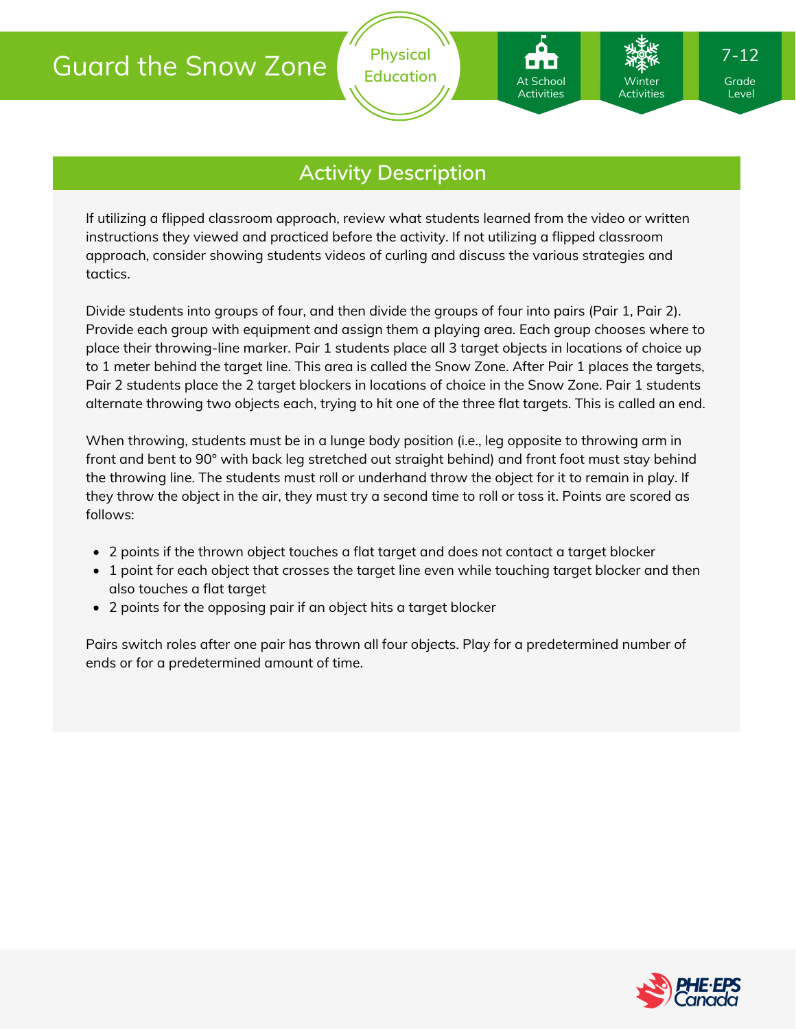# Guard the Snow Zone

Physical Education

At School Activities

Winter Activities

7-12 Grade Level

## Activity Description

If utilizing a flipped classroom approach, review what students learned from the video or written instructions they viewed and practiced before the activity. If not utilizing a flipped classroom approach, consider showing students videos of curling and discuss the various strategies and tactics.

Divide students into groups of four, and then divide the groups of four into pairs (Pair 1, Pair 2). Provide each group with equipment and assign them a playing area. Each group chooses where to place their throwing-line marker. Pair 1 students place all 3 target objects in locations of choice up to 1 meter behind the target line. This area is called the Snow Zone. After Pair 1 places the targets, Pair 2 students place the 2 target blockers in locations of choice in the Snow Zone. Pair 1 students alternate throwing two objects each, trying to hit one of the three flat targets. This is called an end.

When throwing, students must be in a lunge body position (i.e., leg opposite to throwing arm in front and bent to 90° with back leg stretched out straight behind) and front foot must stay behind the throwing line. The students must roll or underhand throw the object for it to remain in play. If they throw the object in the air, they must try a second time to roll or toss it. Points are scored as follows:

- 2 points if the thrown object touches a flat target and does not contact a target blocker
- 1 point for each object that crosses the target line even while touching target blocker and then also touches a flat target
- 2 points for the opposing pair if an object hits a target blocker

Pairs switch roles after one pair has thrown all four objects. Play for a predetermined number of ends or for a predetermined amount of time.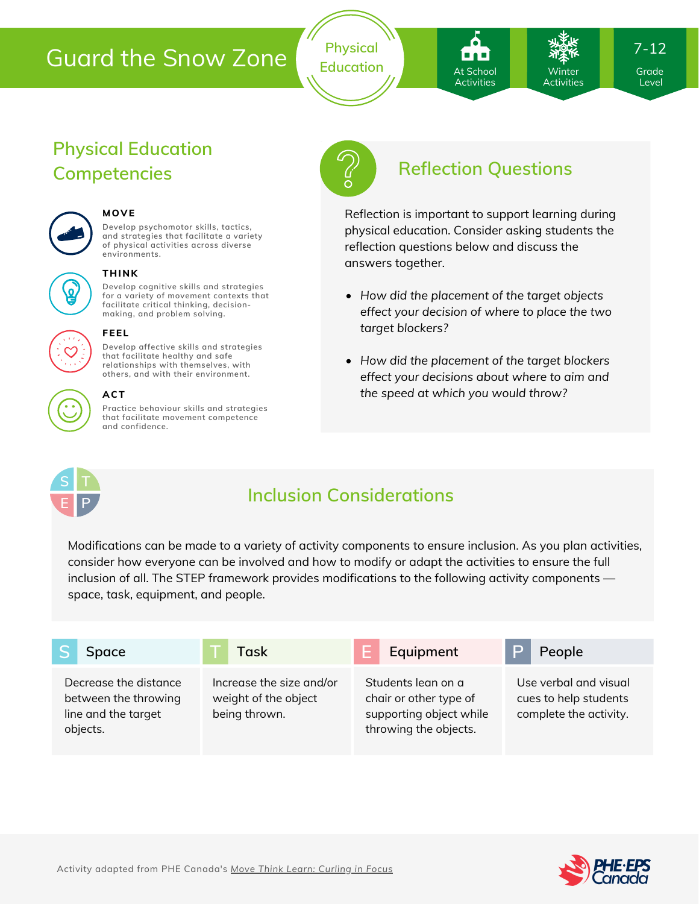# Guard the Snow Zone

Physical Education

At School Activities | Winter Activities | 7-12 Grade Level

## Physical Education Competencies

**MOVE**

Develop psychomotor skills, tactics, and strategies that facilitate a variety of physical activities across diverse environments.

**THINK**

Develop cognitive skills and strategies for a variety of movement contexts that facilitate critical thinking, decision-making, and problem solving.

**FEEL**

Develop affective skills and strategies that facilitate healthy and safe relationships with themselves, with others, and with their environment.

**ACT**

Practice behaviour skills and strategies that facilitate movement competence and confidence.

## Reflection Questions

Reflection is important to support learning during physical education. Consider asking students the reflection questions below and discuss the answers together.

- *How did the placement of the target objects effect your decision of where to place the two target blockers?*
- *How did the placement of the target blockers effect your decisions about where to aim and the speed at which you would throw?*

## Inclusion Considerations

Modifications can be made to a variety of activity components to ensure inclusion. As you plan activities, consider how everyone can be involved and how to modify or adapt the activities to ensure the full inclusion of all. The STEP framework provides modifications to the following activity components — space, task, equipment, and people.

| S Space | T Task | E Equipment | P People |
| --- | --- | --- | --- |
| Decrease the distance between the throwing line and the target objects. | Increase the size and/or weight of the object being thrown. | Students lean on a chair or other type of supporting object while throwing the objects. | Use verbal and visual cues to help students complete the activity. |

Activity adapted from PHE Canada's Move Think Learn: Curling in Focus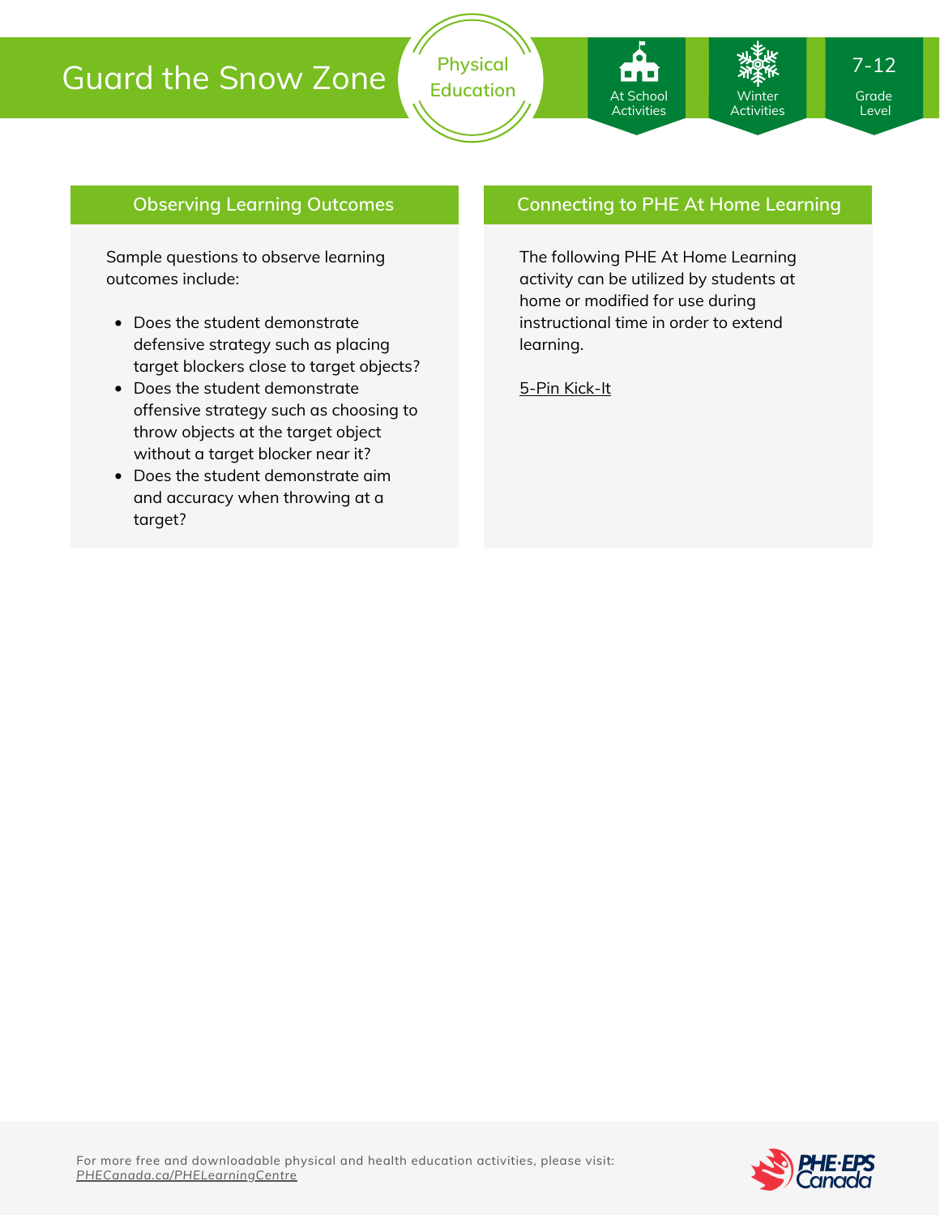# Guard the Snow Zone

Physical Education

At School Activities

Winter Activities

7-12 Grade Level

## Observing Learning Outcomes

Sample questions to observe learning outcomes include:

- Does the student demonstrate defensive strategy such as placing target blockers close to target objects?
- Does the student demonstrate offensive strategy such as choosing to throw objects at the target object without a target blocker near it?
- Does the student demonstrate aim and accuracy when throwing at a target?

## Connecting to PHE At Home Learning

The following PHE At Home Learning activity can be utilized by students at home or modified for use during instructional time in order to extend learning.

5-Pin Kick-It

For more free and downloadable physical and health education activities, please visit: PHECanada.ca/PHELearningCentre